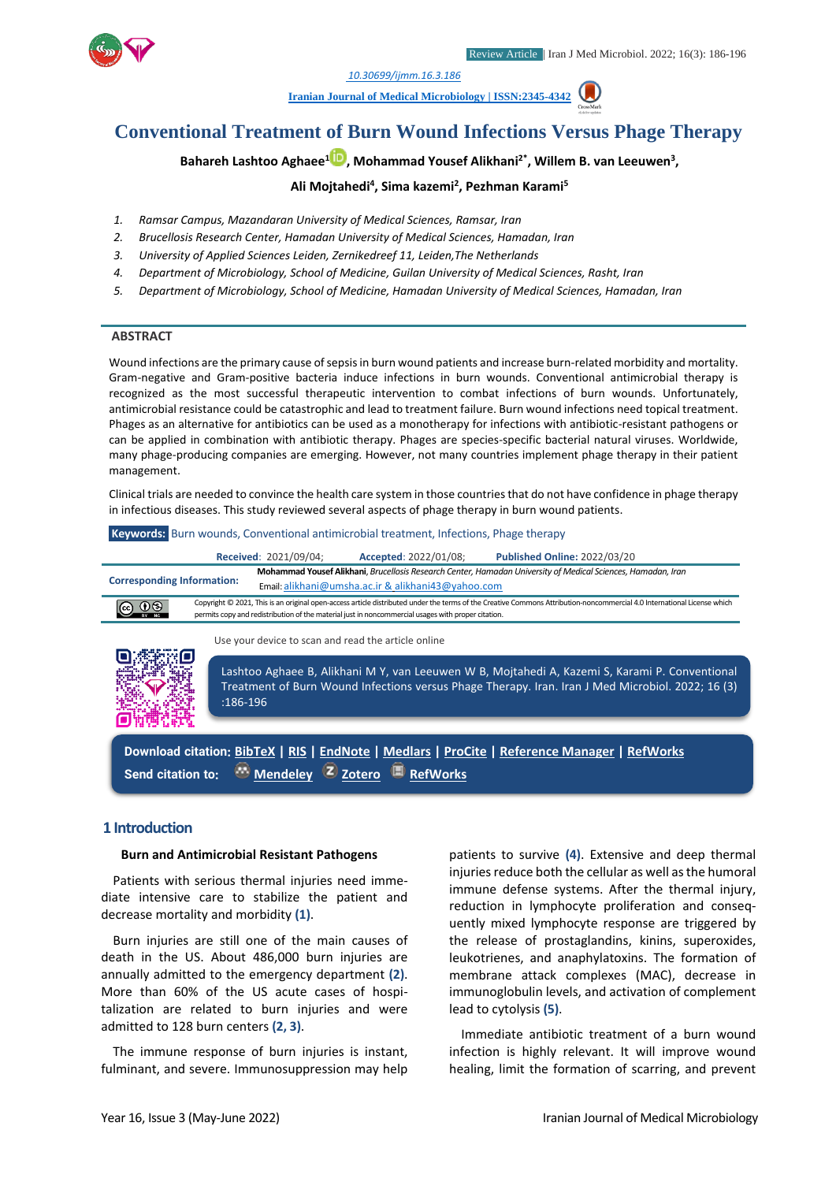Review Article | Iran J Med Microbiol. 2022; 16(3): 186-196

10.30699/ijmm.16.3.186

Iranian Journal of Medical Microbiology | ISSN:2345-4342

# Conventional Treatment of Burn Wound Infections Versus Phage Therapy

**Bahareh Lashtoo Aghaee[1], Mohammad Yousef Alikhani[2*], Willem B. van Leeuwen[3], Ali Mojtahedi[4], Sima kazemi[2], Pezhman Karami[5]**

1. *Ramsar Campus, Mazandaran University of Medical Sciences, Ramsar, Iran*
2. *Brucellosis Research Center, Hamadan University of Medical Sciences, Hamadan, Iran*
3. *University of Applied Sciences Leiden, Zernikedreef 11, Leiden,The Netherlands*
4. *Department of Microbiology, School of Medicine, Guilan University of Medical Sciences, Rasht, Iran*
5. *Department of Microbiology, School of Medicine, Hamadan University of Medical Sciences, Hamadan, Iran*

## ABSTRACT

Wound infections are the primary cause of sepsis in burn wound patients and increase burn-related morbidity and mortality. Gram-negative and Gram-positive bacteria induce infections in burn wounds. Conventional antimicrobial therapy is recognized as the most successful therapeutic intervention to combat infections of burn wounds. Unfortunately, antimicrobial resistance could be catastrophic and lead to treatment failure. Burn wound infections need topical treatment. Phages as an alternative for antibiotics can be used as a monotherapy for infections with antibiotic-resistant pathogens or can be applied in combination with antibiotic therapy. Phages are species-specific bacterial natural viruses. Worldwide, many phage-producing companies are emerging. However, not many countries implement phage therapy in their patient management.

Clinical trials are needed to convince the health care system in those countries that do not have confidence in phage therapy in infectious diseases. This study reviewed several aspects of phage therapy in burn wound patients.

**Keywords:** Burn wounds, Conventional antimicrobial treatment, Infections, Phage therapy

**Received**: 2021/09/04; **Accepted**: 2022/01/08; **Published Online:** 2022/03/20

**Corresponding Information:** **Mohammad Yousef Alikhani**, *Brucellosis Research Center, Hamadan University of Medical Sciences, Hamadan, Iran*
Email: alikhani@umsha.ac.ir & alikhani43@yahoo.com

Copyright © 2021, This is an original open-access article distributed under the terms of the Creative Commons Attribution-noncommercial 4.0 International License which permits copy and redistribution of the material just in noncommercial usages with proper citation.

Use your device to scan and read the article online

Lashtoo Aghaee B, Alikhani M Y, van Leeuwen W B, Mojtahedi A, Kazemi S, Karami P. Conventional Treatment of Burn Wound Infections versus Phage Therapy. Iran. Iran J Med Microbiol. 2022; 16 (3) :186-196

**Download citation:** BibTeX | RIS | EndNote | Medlars | ProCite | Reference Manager | RefWorks
**Send citation to:** Mendeley | Zotero | RefWorks

## 1 Introduction

### Burn and Antimicrobial Resistant Pathogens

Patients with serious thermal injuries need immediate intensive care to stabilize the patient and decrease mortality and morbidity (1).

Burn injuries are still one of the main causes of death in the US. About 486,000 burn injuries are annually admitted to the emergency department (2). More than 60% of the US acute cases of hospitalization are related to burn injuries and were admitted to 128 burn centers (2, 3).

The immune response of burn injuries is instant, fulminant, and severe. Immunosuppression may help patients to survive (4). Extensive and deep thermal injuries reduce both the cellular as well as the humoral immune defense systems. After the thermal injury, reduction in lymphocyte proliferation and consequently mixed lymphocyte response are triggered by the release of prostaglandins, kinins, superoxides, leukotrienes, and anaphylatoxins. The formation of membrane attack complexes (MAC), decrease in immunoglobulin levels, and activation of complement lead to cytolysis (5).

Immediate antibiotic treatment of a burn wound infection is highly relevant. It will improve wound healing, limit the formation of scarring, and prevent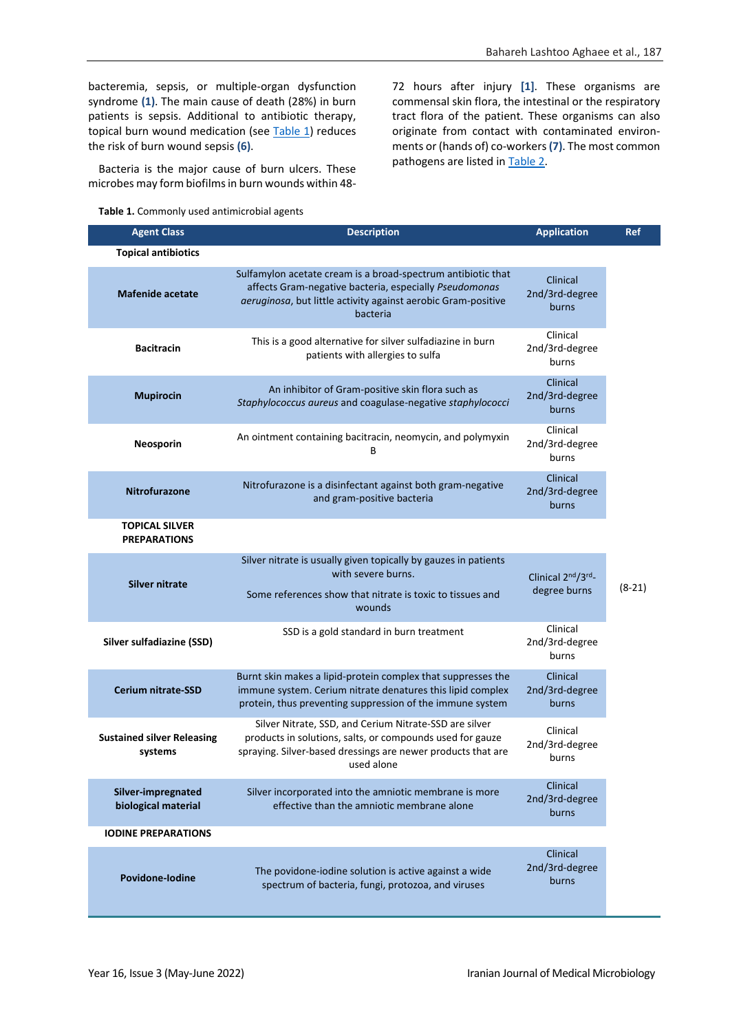bacteremia, sepsis, or multiple-organ dysfunction syndrome **(1)**. The main cause of death (28%) in burn patients is sepsis. Additional to antibiotic therapy, topical burn wound medication (see Table 1) reduces the risk of burn wound sepsis **(6)**.

Bacteria is the major cause of burn ulcers. These microbes may form biofilms in burn wounds within 48-72 hours after injury **[1]**. These organisms are commensal skin flora, the intestinal or the respiratory tract flora of the patient. These organisms can also originate from contact with contaminated environments or (hands of) co-workers **(7)**. The most common pathogens are listed in Table 2.

**Table 1.** Commonly used antimicrobial agents

| Agent Class | Description | Application | Ref |
|---|---|---|---|
| **Topical antibiotics** | | | |
| **Mafenide acetate** | Sulfamylon acetate cream is a broad-spectrum antibiotic that affects Gram-negative bacteria, especially *Pseudomonas aeruginosa*, but little activity against aerobic Gram-positive bacteria | Clinical 2nd/3rd-degree burns | (8-21) |
| **Bacitracin** | This is a good alternative for silver sulfadiazine in burn patients with allergies to sulfa | Clinical 2nd/3rd-degree burns | |
| **Mupirocin** | An inhibitor of Gram-positive skin flora such as *Staphylococcus aureus* and coagulase-negative *staphylococci* | Clinical 2nd/3rd-degree burns | |
| **Neosporin** | An ointment containing bacitracin, neomycin, and polymyxin B | Clinical 2nd/3rd-degree burns | |
| **Nitrofurazone** | Nitrofurazone is a disinfectant against both gram-negative and gram-positive bacteria | Clinical 2nd/3rd-degree burns | |
| **TOPICAL SILVER PREPARATIONS** | | | |
| **Silver nitrate** | Silver nitrate is usually given topically by gauzes in patients with severe burns. Some references show that nitrate is toxic to tissues and wounds | Clinical 2nd/3rd-degree burns | |
| **Silver sulfadiazine (SSD)** | SSD is a gold standard in burn treatment | Clinical 2nd/3rd-degree burns | |
| **Cerium nitrate-SSD** | Burnt skin makes a lipid-protein complex that suppresses the immune system. Cerium nitrate denatures this lipid complex protein, thus preventing suppression of the immune system | Clinical 2nd/3rd-degree burns | |
| **Sustained silver Releasing systems** | Silver Nitrate, SSD, and Cerium Nitrate-SSD are silver products in solutions, salts, or compounds used for gauze spraying. Silver-based dressings are newer products that are used alone | Clinical 2nd/3rd-degree burns | |
| **Silver-impregnated biological material** | Silver incorporated into the amniotic membrane is more effective than the amniotic membrane alone | Clinical 2nd/3rd-degree burns | |
| **IODINE PREPARATIONS** | | | |
| **Povidone-Iodine** | The povidone-iodine solution is active against a wide spectrum of bacteria, fungi, protozoa, and viruses | Clinical 2nd/3rd-degree burns | |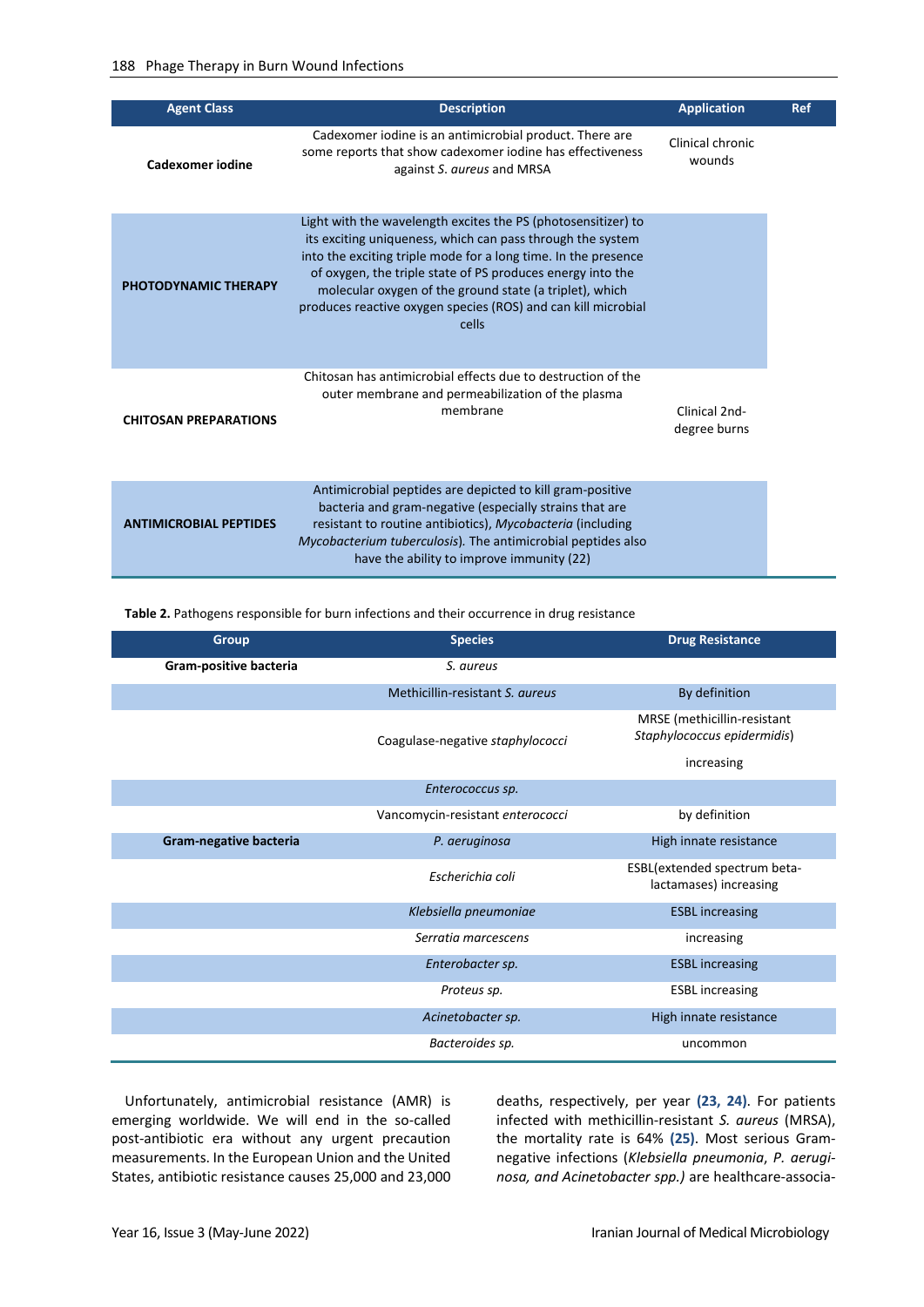| Agent Class | Description | Application | Ref |
|---|---|---|---|
| **Cadexomer iodine** | Cadexomer iodine is an antimicrobial product. There are some reports that show cadexomer iodine has effectiveness against *S. aureus* and MRSA | Clinical chronic wounds | |
| **PHOTODYNAMIC THERAPY** | Light with the wavelength excites the PS (photosensitizer) to its exciting uniqueness, which can pass through the system into the exciting triple mode for a long time. In the presence of oxygen, the triple state of PS produces energy into the molecular oxygen of the ground state (a triplet), which produces reactive oxygen species (ROS) and can kill microbial cells | | |
| **CHITOSAN PREPARATIONS** | Chitosan has antimicrobial effects due to destruction of the outer membrane and permeabilization of the plasma membrane | Clinical 2nd-degree burns | |
| **ANTIMICROBIAL PEPTIDES** | Antimicrobial peptides are depicted to kill gram-positive bacteria and gram-negative (especially strains that are resistant to routine antibiotics), *Mycobacteria* (including *Mycobacterium tuberculosis*). The antimicrobial peptides also have the ability to improve immunity (22) | | |

**Table 2.** Pathogens responsible for burn infections and their occurrence in drug resistance

| Group | Species | Drug Resistance |
|---|---|---|
| **Gram-positive bacteria** | *S. aureus* | |
| | Methicillin-resistant *S. aureus* | By definition |
| | Coagulase-negative *staphylococci* | MRSE (methicillin-resistant *Staphylococcus epidermidis*) increasing |
| | *Enterococcus sp.* | |
| | Vancomycin-resistant *enterococci* | by definition |
| **Gram-negative bacteria** | *P. aeruginosa* | High innate resistance |
| | *Escherichia coli* | ESBL(extended spectrum beta-lactamases) increasing |
| | *Klebsiella pneumoniae* | ESBL increasing |
| | *Serratia marcescens* | increasing |
| | *Enterobacter sp.* | ESBL increasing |
| | *Proteus sp.* | ESBL increasing |
| | *Acinetobacter sp.* | High innate resistance |
| | *Bacteroides sp.* | uncommon |

Unfortunately, antimicrobial resistance (AMR) is emerging worldwide. We will end in the so-called post-antibiotic era without any urgent precaution measurements. In the European Union and the United States, antibiotic resistance causes 25,000 and 23,000 deaths, respectively, per year **(23, 24)**. For patients infected with methicillin-resistant *S. aureus* (MRSA), the mortality rate is 64% **(25)**. Most serious Gram-negative infections (*Klebsiella pneumonia*, *P. aeruginosa, and Acinetobacter spp.)* are healthcare-associa-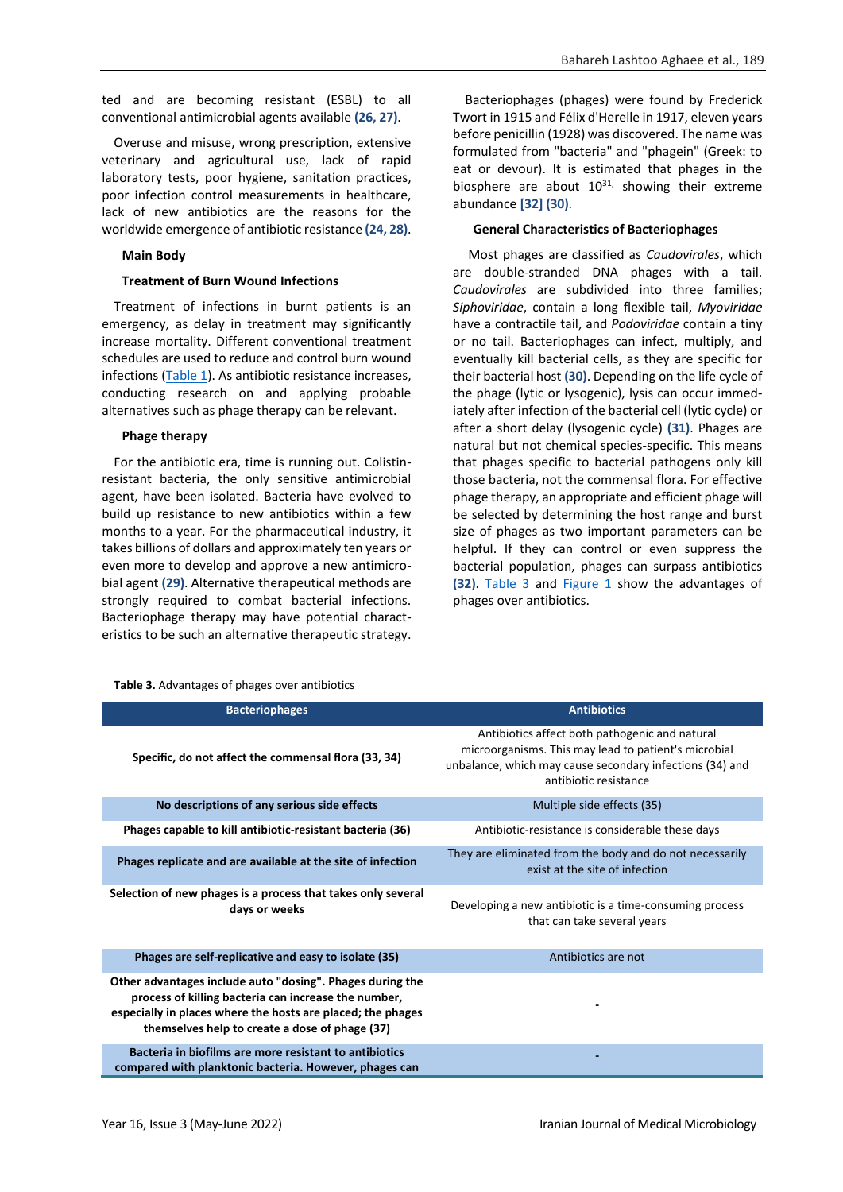ted and are becoming resistant (ESBL) to all conventional antimicrobial agents available **(26, 27)**.

Overuse and misuse, wrong prescription, extensive veterinary and agricultural use, lack of rapid laboratory tests, poor hygiene, sanitation practices, poor infection control measurements in healthcare, lack of new antibiotics are the reasons for the worldwide emergence of antibiotic resistance **(24, 28)**.

## Main Body

### Treatment of Burn Wound Infections

Treatment of infections in burnt patients is an emergency, as delay in treatment may significantly increase mortality. Different conventional treatment schedules are used to reduce and control burn wound infections (Table 1). As antibiotic resistance increases, conducting research on and applying probable alternatives such as phage therapy can be relevant.

### Phage therapy

For the antibiotic era, time is running out. Colistin-resistant bacteria, the only sensitive antimicrobial agent, have been isolated. Bacteria have evolved to build up resistance to new antibiotics within a few months to a year. For the pharmaceutical industry, it takes billions of dollars and approximately ten years or even more to develop and approve a new antimicrobial agent **(29)**. Alternative therapeutical methods are strongly required to combat bacterial infections. Bacteriophage therapy may have potential characteristics to be such an alternative therapeutic strategy.

Bacteriophages (phages) were found by Frederick Twort in 1915 and Félix d'Herelle in 1917, eleven years before penicillin (1928) was discovered. The name was formulated from "bacteria" and "phagein" (Greek: to eat or devour). It is estimated that phages in the biosphere are about $10^{31,}$ showing their extreme abundance **[32] (30)**.

### General Characteristics of Bacteriophages

Most phages are classified as *Caudovirales*, which are double-stranded DNA phages with a tail. *Caudovirales* are subdivided into three families; *Siphoviridae*, contain a long flexible tail, *Myoviridae* have a contractile tail, and *Podoviridae* contain a tiny or no tail. Bacteriophages can infect, multiply, and eventually kill bacterial cells, as they are specific for their bacterial host **(30)**. Depending on the life cycle of the phage (lytic or lysogenic), lysis can occur immediately after infection of the bacterial cell (lytic cycle) or after a short delay (lysogenic cycle) **(31)**. Phages are natural but not chemical species-specific. This means that phages specific to bacterial pathogens only kill those bacteria, not the commensal flora. For effective phage therapy, an appropriate and efficient phage will be selected by determining the host range and burst size of phages as two important parameters can be helpful. If they can control or even suppress the bacterial population, phages can surpass antibiotics **(32)**. Table 3 and Figure 1 show the advantages of phages over antibiotics.

**Table 3.** Advantages of phages over antibiotics

| Bacteriophages | Antibiotics |
|---|---|
| **Specific, do not affect the commensal flora (33, 34)** | Antibiotics affect both pathogenic and natural microorganisms. This may lead to patient's microbial unbalance, which may cause secondary infections (34) and antibiotic resistance |
| **No descriptions of any serious side effects** | Multiple side effects (35) |
| **Phages capable to kill antibiotic-resistant bacteria (36)** | Antibiotic-resistance is considerable these days |
| **Phages replicate and are available at the site of infection** | They are eliminated from the body and do not necessarily exist at the site of infection |
| **Selection of new phages is a process that takes only several days or weeks** | Developing a new antibiotic is a time-consuming process that can take several years |
| **Phages are self-replicative and easy to isolate (35)** | Antibiotics are not |
| **Other advantages include auto "dosing". Phages during the process of killing bacteria can increase the number, especially in places where the hosts are placed; the phages themselves help to create a dose of phage (37)** | - |
| **Bacteria in biofilms are more resistant to antibiotics compared with planktonic bacteria. However, phages can** | - |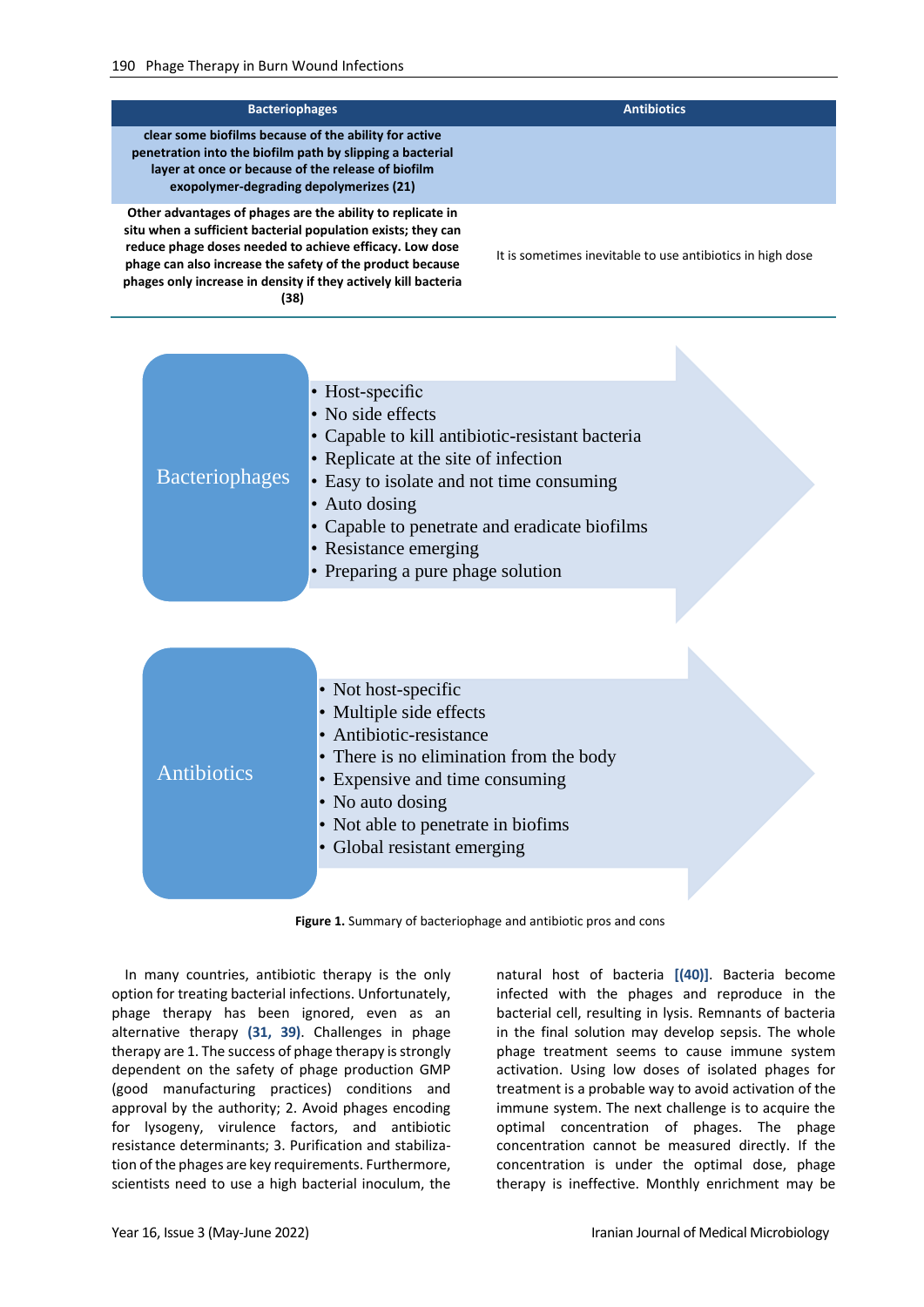| Bacteriophages | Antibiotics |
|---|---|
| clear some biofilms because of the ability for active penetration into the biofilm path by slipping a bacterial layer at once or because of the release of biofilm exopolymer-degrading depolymerizes (21) | |
| Other advantages of phages are the ability to replicate in situ when a sufficient bacterial population exists; they can reduce phage doses needed to achieve efficacy. Low dose phage can also increase the safety of the product because phages only increase in density if they actively kill bacteria (38) | It is sometimes inevitable to use antibiotics in high dose |

**Bacteriophages**

- Host-specific
- No side effects
- Capable to kill antibiotic-resistant bacteria
- Replicate at the site of infection
- Easy to isolate and not time consuming
- Auto dosing
- Capable to penetrate and eradicate biofilms
- Resistance emerging
- Preparing a pure phage solution

**Antibiotics**

- Not host-specific
- Multiple side effects
- Antibiotic-resistance
- There is no elimination from the body
- Expensive and time consuming
- No auto dosing
- Not able to penetrate in biofims
- Global resistant emerging

**Figure 1.** Summary of bacteriophage and antibiotic pros and cons

In many countries, antibiotic therapy is the only option for treating bacterial infections. Unfortunately, phage therapy has been ignored, even as an alternative therapy **(31, 39)**. Challenges in phage therapy are 1. The success of phage therapy is strongly dependent on the safety of phage production GMP (good manufacturing practices) conditions and approval by the authority; 2. Avoid phages encoding for lysogeny, virulence factors, and antibiotic resistance determinants; 3. Purification and stabilization of the phages are key requirements. Furthermore, scientists need to use a high bacterial inoculum, the natural host of bacteria **[(40)]**. Bacteria become infected with the phages and reproduce in the bacterial cell, resulting in lysis. Remnants of bacteria in the final solution may develop sepsis. The whole phage treatment seems to cause immune system activation. Using low doses of isolated phages for treatment is a probable way to avoid activation of the immune system. The next challenge is to acquire the optimal concentration of phages. The phage concentration cannot be measured directly. If the concentration is under the optimal dose, phage therapy is ineffective. Monthly enrichment may be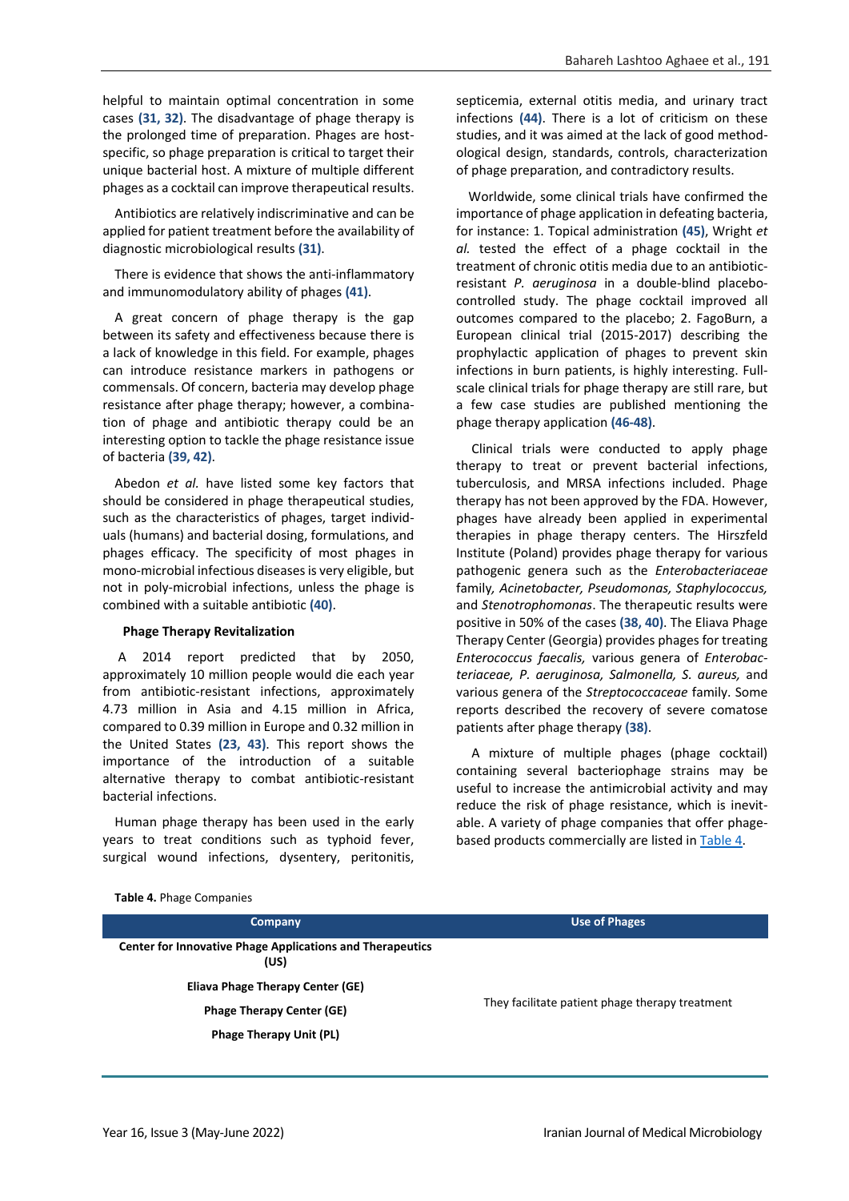helpful to maintain optimal concentration in some cases **(31, 32)**. The disadvantage of phage therapy is the prolonged time of preparation. Phages are host-specific, so phage preparation is critical to target their unique bacterial host. A mixture of multiple different phages as a cocktail can improve therapeutical results.

Antibiotics are relatively indiscriminative and can be applied for patient treatment before the availability of diagnostic microbiological results **(31)**.

There is evidence that shows the anti-inflammatory and immunomodulatory ability of phages **(41)**.

A great concern of phage therapy is the gap between its safety and effectiveness because there is a lack of knowledge in this field. For example, phages can introduce resistance markers in pathogens or commensals. Of concern, bacteria may develop phage resistance after phage therapy; however, a combination of phage and antibiotic therapy could be an interesting option to tackle the phage resistance issue of bacteria **(39, 42)**.

Abedon *et al.* have listed some key factors that should be considered in phage therapeutical studies, such as the characteristics of phages, target individuals (humans) and bacterial dosing, formulations, and phages efficacy. The specificity of most phages in mono-microbial infectious diseases is very eligible, but not in poly-microbial infections, unless the phage is combined with a suitable antibiotic **(40)**.

### Phage Therapy Revitalization

A 2014 report predicted that by 2050, approximately 10 million people would die each year from antibiotic-resistant infections, approximately 4.73 million in Asia and 4.15 million in Africa, compared to 0.39 million in Europe and 0.32 million in the United States **(23, 43)**. This report shows the importance of the introduction of a suitable alternative therapy to combat antibiotic-resistant bacterial infections.

Human phage therapy has been used in the early years to treat conditions such as typhoid fever, surgical wound infections, dysentery, peritonitis, septicemia, external otitis media, and urinary tract infections **(44)**. There is a lot of criticism on these studies, and it was aimed at the lack of good methodological design, standards, controls, characterization of phage preparation, and contradictory results.

Worldwide, some clinical trials have confirmed the importance of phage application in defeating bacteria, for instance: 1. Topical administration **(45)**, Wright *et al.* tested the effect of a phage cocktail in the treatment of chronic otitis media due to an antibiotic-resistant *P. aeruginosa* in a double-blind placebo-controlled study. The phage cocktail improved all outcomes compared to the placebo; 2. FagoBurn, a European clinical trial (2015-2017) describing the prophylactic application of phages to prevent skin infections in burn patients, is highly interesting. Full-scale clinical trials for phage therapy are still rare, but a few case studies are published mentioning the phage therapy application **(46-48)**.

Clinical trials were conducted to apply phage therapy to treat or prevent bacterial infections, tuberculosis, and MRSA infections included. Phage therapy has not been approved by the FDA. However, phages have already been applied in experimental therapies in phage therapy centers. The Hirszfeld Institute (Poland) provides phage therapy for various pathogenic genera such as the *Enterobacteriaceae* family, *Acinetobacter, Pseudomonas, Staphylococcus,* and *Stenotrophomonas*. The therapeutic results were positive in 50% of the cases **(38, 40)**. The Eliava Phage Therapy Center (Georgia) provides phages for treating *Enterococcus faecalis,* various genera of *Enterobacteriaceae, P. aeruginosa, Salmonella, S. aureus,* and various genera of the *Streptococcaceae* family. Some reports described the recovery of severe comatose patients after phage therapy **(38)**.

A mixture of multiple phages (phage cocktail) containing several bacteriophage strains may be useful to increase the antimicrobial activity and may reduce the risk of phage resistance, which is inevitable. A variety of phage companies that offer phage-based products commercially are listed in Table 4.

**Table 4.** Phage Companies

| Company | Use of Phages |
|---|---|
| **Center for Innovative Phage Applications and Therapeutics (US)** | They facilitate patient phage therapy treatment |
| **Eliava Phage Therapy Center (GE)** | |
| **Phage Therapy Center (GE)** | |
| **Phage Therapy Unit (PL)** | |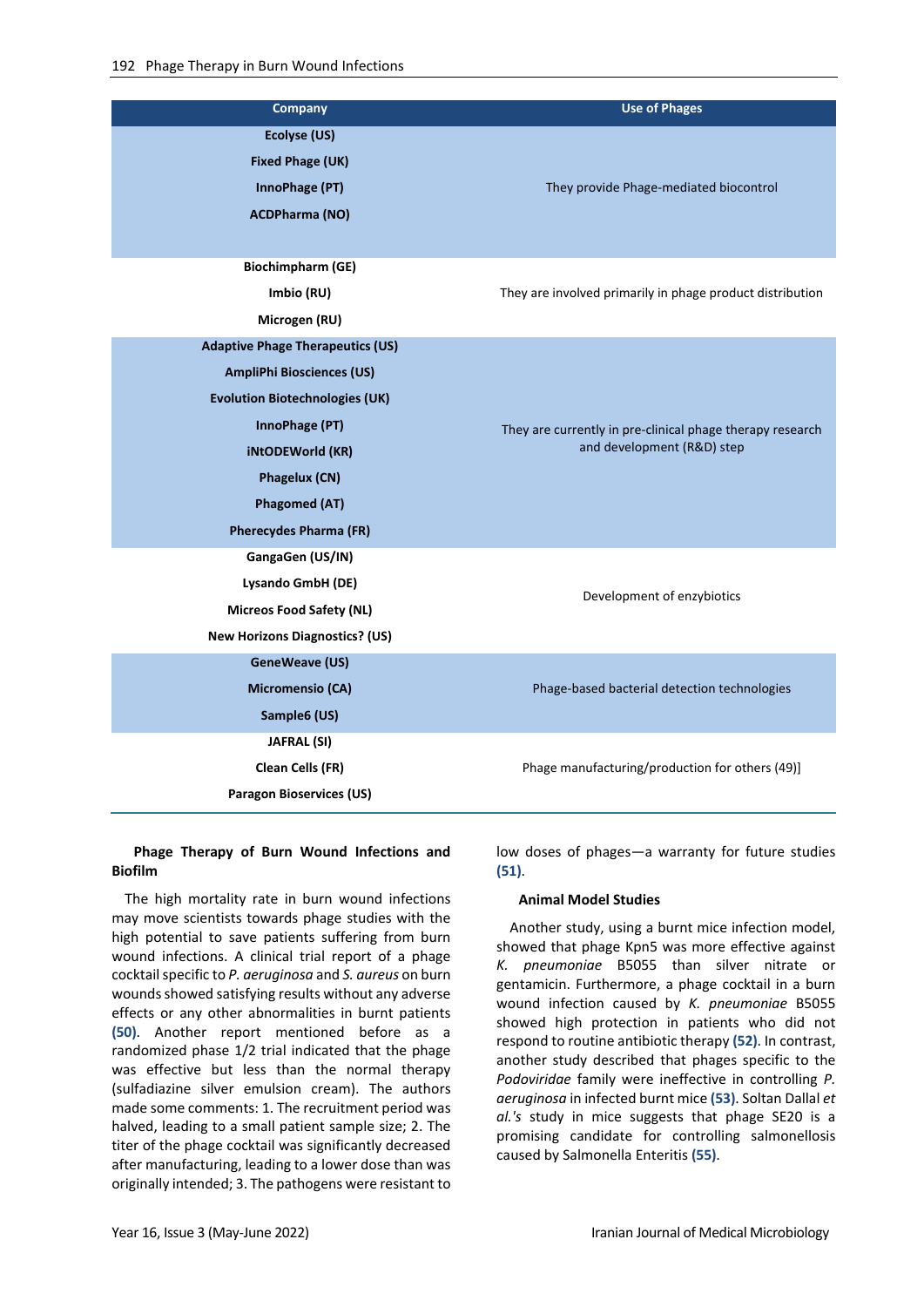| Company | Use of Phages |
|---|---|
| Ecolyse (US)<br>Fixed Phage (UK)<br>InnoPhage (PT)<br>ACDPharma (NO) | They provide Phage-mediated biocontrol |
| Biochimpharm (GE)<br>Imbio (RU)<br>Microgen (RU) | They are involved primarily in phage product distribution |
| Adaptive Phage Therapeutics (US)<br>AmpliPhi Biosciences (US)<br>Evolution Biotechnologies (UK)<br>InnoPhage (PT)<br>iNtODEWorld (KR)<br>Phagelux (CN)<br>Phagomed (AT)<br>Pherecydes Pharma (FR) | They are currently in pre-clinical phage therapy research and development (R&D) step |
| GangaGen (US/IN)<br>Lysando GmbH (DE)<br>Micreos Food Safety (NL)<br>New Horizons Diagnostics? (US) | Development of enzybiotics |
| GeneWeave (US)<br>Micromensio (CA)<br>Sample6 (US) | Phage-based bacterial detection technologies |
| JAFRAL (SI)<br>Clean Cells (FR)<br>Paragon Bioservices (US) | Phage manufacturing/production for others (49)] |

**Phage Therapy of Burn Wound Infections and Biofilm**

The high mortality rate in burn wound infections may move scientists towards phage studies with the high potential to save patients suffering from burn wound infections. A clinical trial report of a phage cocktail specific to *P. aeruginosa* and *S. aureus* on burn wounds showed satisfying results without any adverse effects or any other abnormalities in burnt patients **(50)**. Another report mentioned before as a randomized phase 1/2 trial indicated that the phage was effective but less than the normal therapy (sulfadiazine silver emulsion cream). The authors made some comments: 1. The recruitment period was halved, leading to a small patient sample size; 2. The titer of the phage cocktail was significantly decreased after manufacturing, leading to a lower dose than was originally intended; 3. The pathogens were resistant to low doses of phages—a warranty for future studies **(51)**.

**Animal Model Studies**

Another study, using a burnt mice infection model, showed that phage Kpn5 was more effective against *K. pneumoniae* B5055 than silver nitrate or gentamicin. Furthermore, a phage cocktail in a burn wound infection caused by *K. pneumoniae* B5055 showed high protection in patients who did not respond to routine antibiotic therapy **(52)**. In contrast, another study described that phages specific to the *Podoviridae* family were ineffective in controlling *P. aeruginosa* in infected burnt mice **(53)**. Soltan Dallal *et al.'s* study in mice suggests that phage SE20 is a promising candidate for controlling salmonellosis caused by Salmonella Enteritis **(55)**.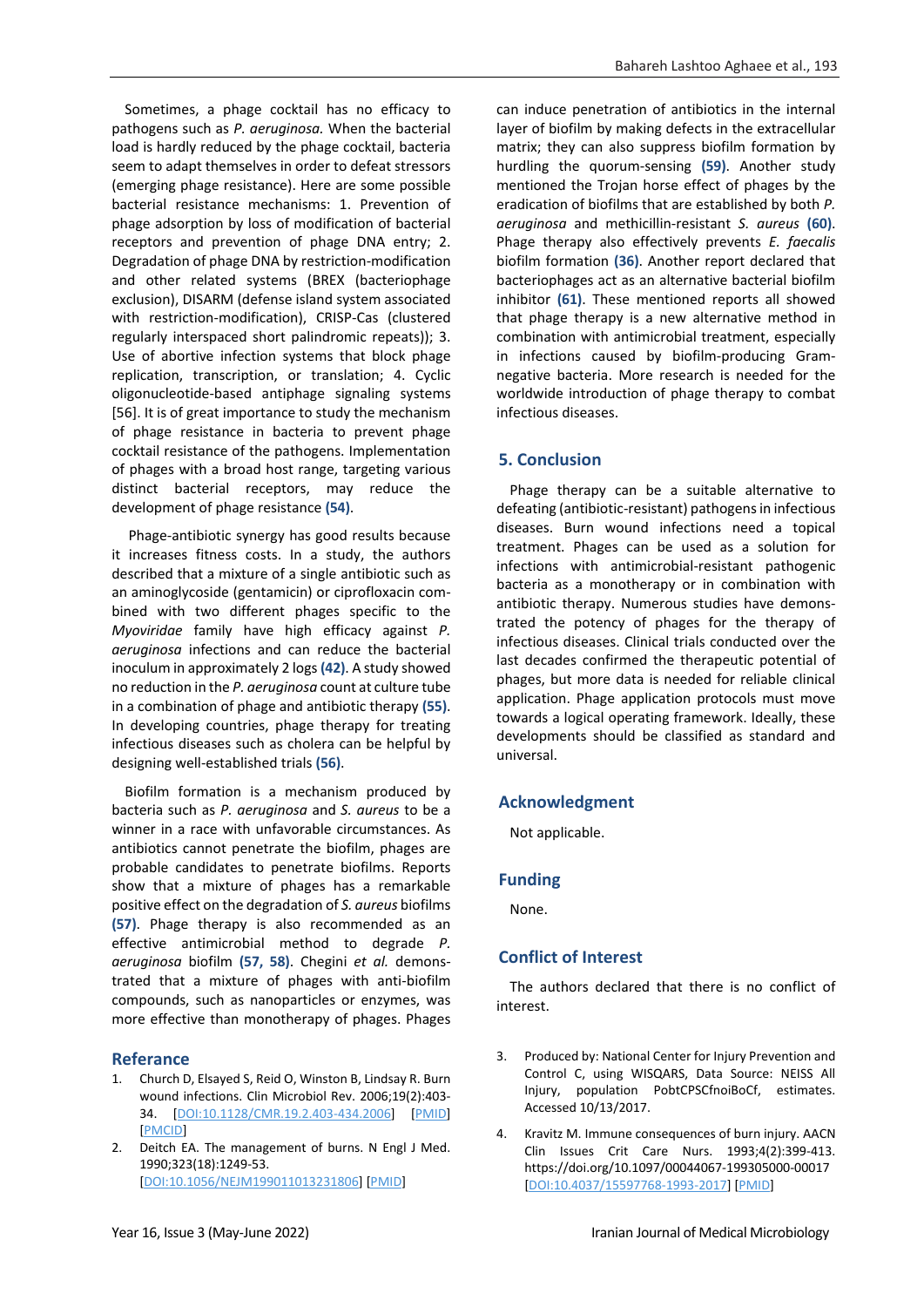Sometimes, a phage cocktail has no efficacy to pathogens such as *P. aeruginosa.* When the bacterial load is hardly reduced by the phage cocktail, bacteria seem to adapt themselves in order to defeat stressors (emerging phage resistance). Here are some possible bacterial resistance mechanisms: 1. Prevention of phage adsorption by loss of modification of bacterial receptors and prevention of phage DNA entry; 2. Degradation of phage DNA by restriction-modification and other related systems (BREX (bacteriophage exclusion), DISARM (defense island system associated with restriction-modification), CRISP-Cas (clustered regularly interspaced short palindromic repeats)); 3. Use of abortive infection systems that block phage replication, transcription, or translation; 4. Cyclic oligonucleotide-based antiphage signaling systems [56]. It is of great importance to study the mechanism of phage resistance in bacteria to prevent phage cocktail resistance of the pathogens. Implementation of phages with a broad host range, targeting various distinct bacterial receptors, may reduce the development of phage resistance **(54)**.

Phage-antibiotic synergy has good results because it increases fitness costs. In a study, the authors described that a mixture of a single antibiotic such as an aminoglycoside (gentamicin) or ciprofloxacin combined with two different phages specific to the *Myoviridae* family have high efficacy against *P. aeruginosa* infections and can reduce the bacterial inoculum in approximately 2 logs **(42)**. A study showed no reduction in the *P. aeruginosa* count at culture tube in a combination of phage and antibiotic therapy **(55)**. In developing countries, phage therapy for treating infectious diseases such as cholera can be helpful by designing well-established trials **(56)**.

Biofilm formation is a mechanism produced by bacteria such as *P. aeruginosa* and *S. aureus* to be a winner in a race with unfavorable circumstances. As antibiotics cannot penetrate the biofilm, phages are probable candidates to penetrate biofilms. Reports show that a mixture of phages has a remarkable positive effect on the degradation of *S. aureus* biofilms **(57)**. Phage therapy is also recommended as an effective antimicrobial method to degrade *P. aeruginosa* biofilm **(57, 58)**. Chegini *et al.* demonstrated that a mixture of phages with anti-biofilm compounds, such as nanoparticles or enzymes, was more effective than monotherapy of phages. Phages can induce penetration of antibiotics in the internal layer of biofilm by making defects in the extracellular matrix; they can also suppress biofilm formation by hurdling the quorum-sensing **(59)**. Another study mentioned the Trojan horse effect of phages by the eradication of biofilms that are established by both *P. aeruginosa* and methicillin-resistant *S. aureus* **(60)**. Phage therapy also effectively prevents *E. faecalis* biofilm formation **(36)**. Another report declared that bacteriophages act as an alternative bacterial biofilm inhibitor **(61)**. These mentioned reports all showed that phage therapy is a new alternative method in combination with antimicrobial treatment, especially in infections caused by biofilm-producing Gram-negative bacteria. More research is needed for the worldwide introduction of phage therapy to combat infectious diseases.

## 5. Conclusion

Phage therapy can be a suitable alternative to defeating (antibiotic-resistant) pathogens in infectious diseases. Burn wound infections need a topical treatment. Phages can be used as a solution for infections with antimicrobial-resistant pathogenic bacteria as a monotherapy or in combination with antibiotic therapy. Numerous studies have demonstrated the potency of phages for the therapy of infectious diseases. Clinical trials conducted over the last decades confirmed the therapeutic potential of phages, but more data is needed for reliable clinical application. Phage application protocols must move towards a logical operating framework. Ideally, these developments should be classified as standard and universal.

## Acknowledgment

Not applicable.

## Funding

None.

## Conflict of Interest

The authors declared that there is no conflict of interest.

## Referance

1. Church D, Elsayed S, Reid O, Winston B, Lindsay R. Burn wound infections. Clin Microbiol Rev. 2006;19(2):403-34. [DOI:10.1128/CMR.19.2.403-434.2006] [PMID] [PMCID]
2. Deitch EA. The management of burns. N Engl J Med. 1990;323(18):1249-53. [DOI:10.1056/NEJM199011013231806] [PMID]
3. Produced by: National Center for Injury Prevention and Control C, using WISQARS, Data Source: NEISS All Injury, population PobtCPSCfnoiBoCf, estimates. Accessed 10/13/2017.
4. Kravitz M. Immune consequences of burn injury. AACN Clin Issues Crit Care Nurs. 1993;4(2):399-413. https://doi.org/10.1097/00044067-199305000-00017 [DOI:10.4037/15597768-1993-2017] [PMID]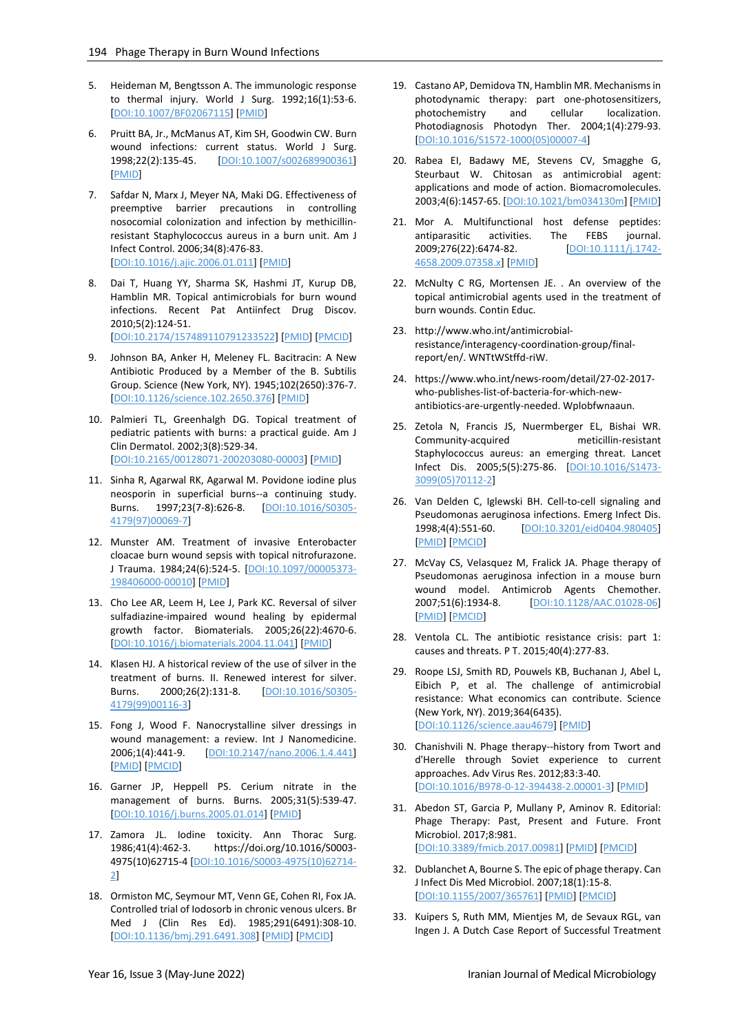5. Heideman M, Bengtsson A. The immunologic response to thermal injury. World J Surg. 1992;16(1):53-6. [DOI:10.1007/BF02067115] [PMID]

6. Pruitt BA, Jr., McManus AT, Kim SH, Goodwin CW. Burn wound infections: current status. World J Surg. 1998;22(2):135-45. [DOI:10.1007/s002689900361] [PMID]

7. Safdar N, Marx J, Meyer NA, Maki DG. Effectiveness of preemptive barrier precautions in controlling nosocomial colonization and infection by methicillin-resistant Staphylococcus aureus in a burn unit. Am J Infect Control. 2006;34(8):476-83. [DOI:10.1016/j.ajic.2006.01.011] [PMID]

8. Dai T, Huang YY, Sharma SK, Hashmi JT, Kurup DB, Hamblin MR. Topical antimicrobials for burn wound infections. Recent Pat Antiinfect Drug Discov. 2010;5(2):124-51. [DOI:10.2174/157489110791233522] [PMID] [PMCID]

9. Johnson BA, Anker H, Meleney FL. Bacitracin: A New Antibiotic Produced by a Member of the B. Subtilis Group. Science (New York, NY). 1945;102(2650):376-7. [DOI:10.1126/science.102.2650.376] [PMID]

10. Palmieri TL, Greenhalgh DG. Topical treatment of pediatric patients with burns: a practical guide. Am J Clin Dermatol. 2002;3(8):529-34. [DOI:10.2165/00128071-200203080-00003] [PMID]

11. Sinha R, Agarwal RK, Agarwal M. Povidone iodine plus neosporin in superficial burns--a continuing study. Burns. 1997;23(7-8):626-8. [DOI:10.1016/S0305-4179(97)00069-7]

12. Munster AM. Treatment of invasive Enterobacter cloacae burn wound sepsis with topical nitrofurazone. J Trauma. 1984;24(6):524-5. [DOI:10.1097/00005373-198406000-00010] [PMID]

13. Cho Lee AR, Leem H, Lee J, Park KC. Reversal of silver sulfadiazine-impaired wound healing by epidermal growth factor. Biomaterials. 2005;26(22):4670-6. [DOI:10.1016/j.biomaterials.2004.11.041] [PMID]

14. Klasen HJ. A historical review of the use of silver in the treatment of burns. II. Renewed interest for silver. Burns. 2000;26(2):131-8. [DOI:10.1016/S0305-4179(99)00116-3]

15. Fong J, Wood F. Nanocrystalline silver dressings in wound management: a review. Int J Nanomedicine. 2006;1(4):441-9. [DOI:10.2147/nano.2006.1.4.441] [PMID] [PMCID]

16. Garner JP, Heppell PS. Cerium nitrate in the management of burns. Burns. 2005;31(5):539-47. [DOI:10.1016/j.burns.2005.01.014] [PMID]

17. Zamora JL. Iodine toxicity. Ann Thorac Surg. 1986;41(4):462-3. https://doi.org/10.1016/S0003-4975(10)62715-4 [DOI:10.1016/S0003-4975(10)62714-2]

18. Ormiston MC, Seymour MT, Venn GE, Cohen RI, Fox JA. Controlled trial of Iodosorb in chronic venous ulcers. Br Med J (Clin Res Ed). 1985;291(6491):308-10. [DOI:10.1136/bmj.291.6491.308] [PMID] [PMCID]

19. Castano AP, Demidova TN, Hamblin MR. Mechanisms in photodynamic therapy: part one-photosensitizers, photochemistry and cellular localization. Photodiagnosis Photodyn Ther. 2004;1(4):279-93. [DOI:10.1016/S1572-1000(05)00007-4]

20. Rabea EI, Badawy ME, Stevens CV, Smagghe G, Steurbaut W. Chitosan as antimicrobial agent: applications and mode of action. Biomacromolecules. 2003;4(6):1457-65. [DOI:10.1021/bm034130m] [PMID]

21. Mor A. Multifunctional host defense peptides: antiparasitic activities. The FEBS journal. 2009;276(22):6474-82. [DOI:10.1111/j.1742-4658.2009.07358.x] [PMID]

22. McNulty C RG, Mortensen JE. . An overview of the topical antimicrobial agents used in the treatment of burn wounds. Contin Educ.

23. http://www.who.int/antimicrobial-resistance/interagency-coordination-group/final-report/en/. WNTtWStffd-riW.

24. https://www.who.int/news-room/detail/27-02-2017-who-publishes-list-of-bacteria-for-which-new-antibiotics-are-urgently-needed. Wplobfwnaaun.

25. Zetola N, Francis JS, Nuermberger EL, Bishai WR. Community-acquired meticillin-resistant Staphylococcus aureus: an emerging threat. Lancet Infect Dis. 2005;5(5):275-86. [DOI:10.1016/S1473-3099(05)70112-2]

26. Van Delden C, Iglewski BH. Cell-to-cell signaling and Pseudomonas aeruginosa infections. Emerg Infect Dis. 1998;4(4):551-60. [DOI:10.3201/eid0404.980405] [PMID] [PMCID]

27. McVay CS, Velasquez M, Fralick JA. Phage therapy of Pseudomonas aeruginosa infection in a mouse burn wound model. Antimicrob Agents Chemother. 2007;51(6):1934-8. [DOI:10.1128/AAC.01028-06] [PMID] [PMCID]

28. Ventola CL. The antibiotic resistance crisis: part 1: causes and threats. P T. 2015;40(4):277-83.

29. Roope LSJ, Smith RD, Pouwels KB, Buchanan J, Abel L, Eibich P, et al. The challenge of antimicrobial resistance: What economics can contribute. Science (New York, NY). 2019;364(6435). [DOI:10.1126/science.aau4679] [PMID]

30. Chanishvili N. Phage therapy--history from Twort and d'Herelle through Soviet experience to current approaches. Adv Virus Res. 2012;83:3-40. [DOI:10.1016/B978-0-12-394438-2.00001-3] [PMID]

31. Abedon ST, Garcia P, Mullany P, Aminov R. Editorial: Phage Therapy: Past, Present and Future. Front Microbiol. 2017;8:981. [DOI:10.3389/fmicb.2017.00981] [PMID] [PMCID]

32. Dublanchet A, Bourne S. The epic of phage therapy. Can J Infect Dis Med Microbiol. 2007;18(1):15-8. [DOI:10.1155/2007/365761] [PMID] [PMCID]

33. Kuipers S, Ruth MM, Mientjes M, de Sevaux RGL, van Ingen J. A Dutch Case Report of Successful Treatment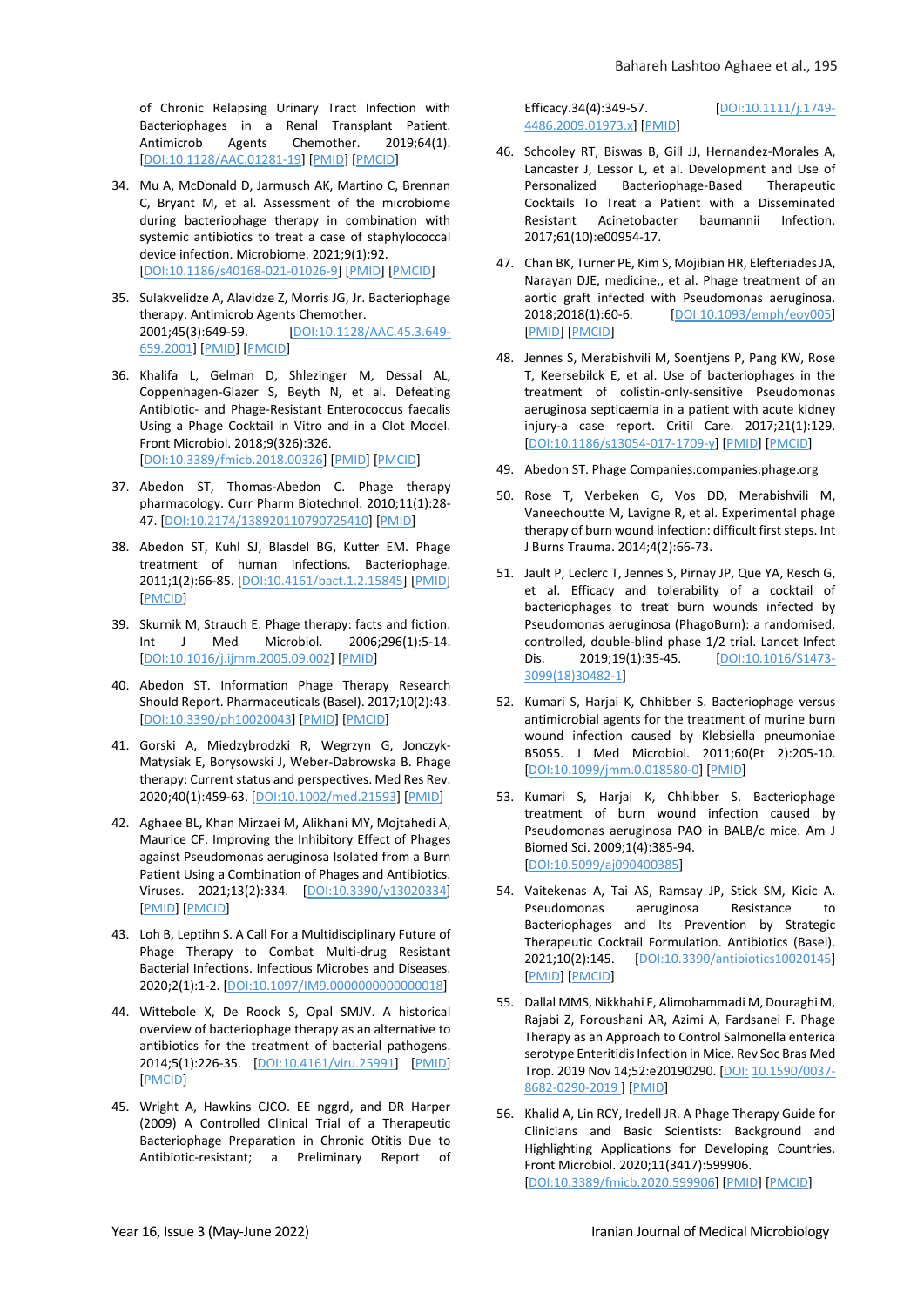of Chronic Relapsing Urinary Tract Infection with Bacteriophages in a Renal Transplant Patient. Antimicrob Agents Chemother. 2019;64(1). [DOI:10.1128/AAC.01281-19] [PMID] [PMCID]

34. Mu A, McDonald D, Jarmusch AK, Martino C, Brennan C, Bryant M, et al. Assessment of the microbiome during bacteriophage therapy in combination with systemic antibiotics to treat a case of staphylococcal device infection. Microbiome. 2021;9(1):92. [DOI:10.1186/s40168-021-01026-9] [PMID] [PMCID]

35. Sulakvelidze A, Alavidze Z, Morris JG, Jr. Bacteriophage therapy. Antimicrob Agents Chemother. 2001;45(3):649-59. [DOI:10.1128/AAC.45.3.649-659.2001] [PMID] [PMCID]

36. Khalifa L, Gelman D, Shlezinger M, Dessal AL, Coppenhagen-Glazer S, Beyth N, et al. Defeating Antibiotic- and Phage-Resistant Enterococcus faecalis Using a Phage Cocktail in Vitro and in a Clot Model. Front Microbiol. 2018;9(326):326. [DOI:10.3389/fmicb.2018.00326] [PMID] [PMCID]

37. Abedon ST, Thomas-Abedon C. Phage therapy pharmacology. Curr Pharm Biotechnol. 2010;11(1):28-47. [DOI:10.2174/138920110790725410] [PMID]

38. Abedon ST, Kuhl SJ, Blasdel BG, Kutter EM. Phage treatment of human infections. Bacteriophage. 2011;1(2):66-85. [DOI:10.4161/bact.1.2.15845] [PMID] [PMCID]

39. Skurnik M, Strauch E. Phage therapy: facts and fiction. Int J Med Microbiol. 2006;296(1):5-14. [DOI:10.1016/j.ijmm.2005.09.002] [PMID]

40. Abedon ST. Information Phage Therapy Research Should Report. Pharmaceuticals (Basel). 2017;10(2):43. [DOI:10.3390/ph10020043] [PMID] [PMCID]

41. Gorski A, Miedzybrodzki R, Wegrzyn G, Jonczyk-Matysiak E, Borysowski J, Weber-Dabrowska B. Phage therapy: Current status and perspectives. Med Res Rev. 2020;40(1):459-63. [DOI:10.1002/med.21593] [PMID]

42. Aghaee BL, Khan Mirzaei M, Alikhani MY, Mojtahedi A, Maurice CF. Improving the Inhibitory Effect of Phages against Pseudomonas aeruginosa Isolated from a Burn Patient Using a Combination of Phages and Antibiotics. Viruses. 2021;13(2):334. [DOI:10.3390/v13020334] [PMID] [PMCID]

43. Loh B, Leptihn S. A Call For a Multidisciplinary Future of Phage Therapy to Combat Multi-drug Resistant Bacterial Infections. Infectious Microbes and Diseases. 2020;2(1):1-2. [DOI:10.1097/IM9.0000000000000018]

44. Wittebole X, De Roock S, Opal SMJV. A historical overview of bacteriophage therapy as an alternative to antibiotics for the treatment of bacterial pathogens. 2014;5(1):226-35. [DOI:10.4161/viru.25991] [PMID] [PMCID]

45. Wright A, Hawkins CJCO. EE nggrd, and DR Harper (2009) A Controlled Clinical Trial of a Therapeutic Bacteriophage Preparation in Chronic Otitis Due to Antibiotic-resistant; a Preliminary Report of Efficacy.34(4):349-57. [DOI:10.1111/j.1749-4486.2009.01973.x] [PMID]

46. Schooley RT, Biswas B, Gill JJ, Hernandez-Morales A, Lancaster J, Lessor L, et al. Development and Use of Personalized Bacteriophage-Based Therapeutic Cocktails To Treat a Patient with a Disseminated Resistant Acinetobacter baumannii Infection. 2017;61(10):e00954-17.

47. Chan BK, Turner PE, Kim S, Mojibian HR, Elefteriades JA, Narayan DJE, medicine,, et al. Phage treatment of an aortic graft infected with Pseudomonas aeruginosa. 2018;2018(1):60-6. [DOI:10.1093/emph/eoy005] [PMID] [PMCID]

48. Jennes S, Merabishvili M, Soentjens P, Pang KW, Rose T, Keersebilck E, et al. Use of bacteriophages in the treatment of colistin-only-sensitive Pseudomonas aeruginosa septicaemia in a patient with acute kidney injury-a case report. Critil Care. 2017;21(1):129. [DOI:10.1186/s13054-017-1709-y] [PMID] [PMCID]

49. Abedon ST. Phage Companies.companies.phage.org

50. Rose T, Verbeken G, Vos DD, Merabishvili M, Vaneechoutte M, Lavigne R, et al. Experimental phage therapy of burn wound infection: difficult first steps. Int J Burns Trauma. 2014;4(2):66-73.

51. Jault P, Leclerc T, Jennes S, Pirnay JP, Que YA, Resch G, et al. Efficacy and tolerability of a cocktail of bacteriophages to treat burn wounds infected by Pseudomonas aeruginosa (PhagoBurn): a randomised, controlled, double-blind phase 1/2 trial. Lancet Infect Dis. 2019;19(1):35-45. [DOI:10.1016/S1473-3099(18)30482-1]

52. Kumari S, Harjai K, Chhibber S. Bacteriophage versus antimicrobial agents for the treatment of murine burn wound infection caused by Klebsiella pneumoniae B5055. J Med Microbiol. 2011;60(Pt 2):205-10. [DOI:10.1099/jmm.0.018580-0] [PMID]

53. Kumari S, Harjai K, Chhibber S. Bacteriophage treatment of burn wound infection caused by Pseudomonas aeruginosa PAO in BALB/c mice. Am J Biomed Sci. 2009;1(4):385-94. [DOI:10.5099/aj090400385]

54. Vaitekenas A, Tai AS, Ramsay JP, Stick SM, Kicic A. Pseudomonas aeruginosa Resistance to Bacteriophages and Its Prevention by Strategic Therapeutic Cocktail Formulation. Antibiotics (Basel). 2021;10(2):145. [DOI:10.3390/antibiotics10020145] [PMID] [PMCID]

55. Dallal MMS, Nikkhahi F, Alimohammadi M, Douraghi M, Rajabi Z, Foroushani AR, Azimi A, Fardsanei F. Phage Therapy as an Approach to Control Salmonella enterica serotype Enteritidis Infection in Mice. Rev Soc Bras Med Trop. 2019 Nov 14;52:e20190290. [DOI: 10.1590/0037-8682-0290-2019 ] [PMID]

56. Khalid A, Lin RCY, Iredell JR. A Phage Therapy Guide for Clinicians and Basic Scientists: Background and Highlighting Applications for Developing Countries. Front Microbiol. 2020;11(3417):599906. [DOI:10.3389/fmicb.2020.599906] [PMID] [PMCID]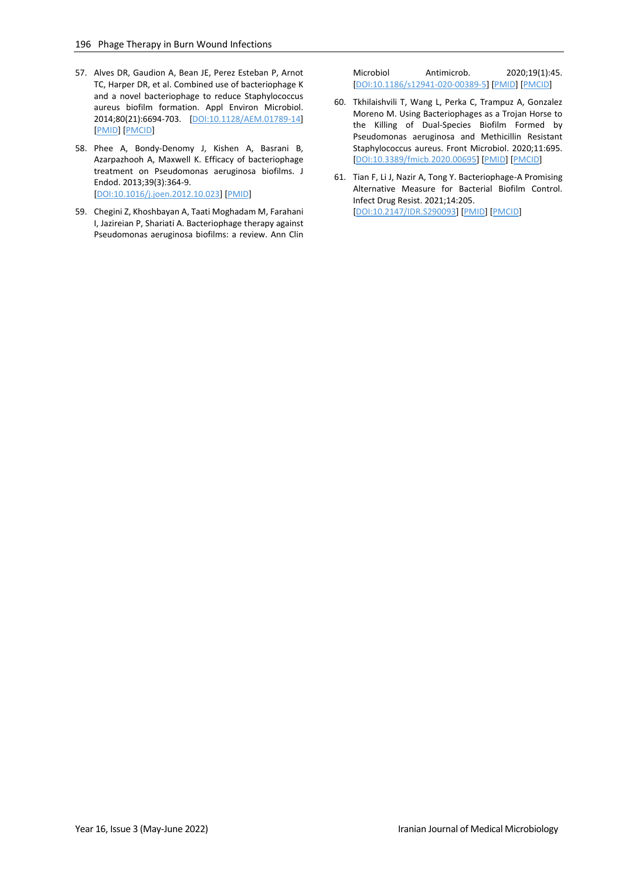57. Alves DR, Gaudion A, Bean JE, Perez Esteban P, Arnot TC, Harper DR, et al. Combined use of bacteriophage K and a novel bacteriophage to reduce Staphylococcus aureus biofilm formation. Appl Environ Microbiol. 2014;80(21):6694-703. [DOI:10.1128/AEM.01789-14] [PMID] [PMCID]

58. Phee A, Bondy-Denomy J, Kishen A, Basrani B, Azarpazhooh A, Maxwell K. Efficacy of bacteriophage treatment on Pseudomonas aeruginosa biofilms. J Endod. 2013;39(3):364-9. [DOI:10.1016/j.joen.2012.10.023] [PMID]

59. Chegini Z, Khoshbayan A, Taati Moghadam M, Farahani I, Jazireian P, Shariati A. Bacteriophage therapy against Pseudomonas aeruginosa biofilms: a review. Ann Clin Microbiol Antimicrob. 2020;19(1):45. [DOI:10.1186/s12941-020-00389-5] [PMID] [PMCID]

60. Tkhilaishvili T, Wang L, Perka C, Trampuz A, Gonzalez Moreno M. Using Bacteriophages as a Trojan Horse to the Killing of Dual-Species Biofilm Formed by Pseudomonas aeruginosa and Methicillin Resistant Staphylococcus aureus. Front Microbiol. 2020;11:695. [DOI:10.3389/fmicb.2020.00695] [PMID] [PMCID]

61. Tian F, Li J, Nazir A, Tong Y. Bacteriophage-A Promising Alternative Measure for Bacterial Biofilm Control. Infect Drug Resist. 2021;14:205. [DOI:10.2147/IDR.S290093] [PMID] [PMCID]